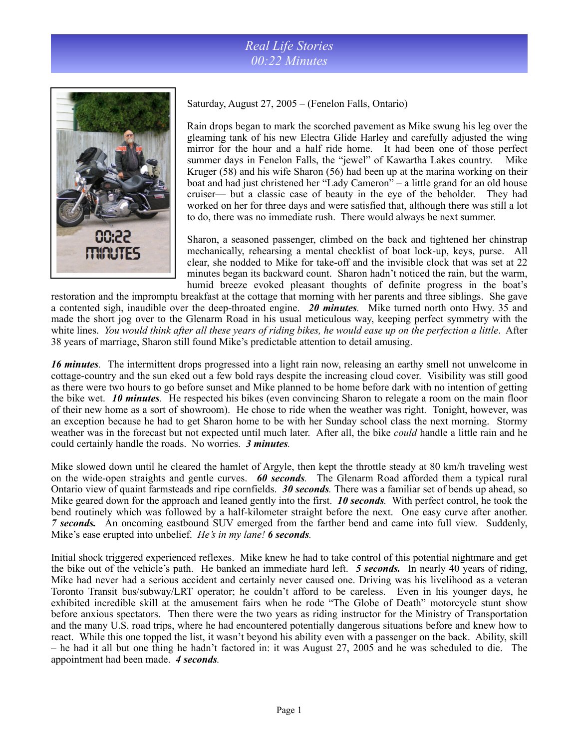# Real Life Stories
## 00:22 Minutes

Saturday, August 27, 2005 – (Fenelon Falls, Ontario)

Rain drops began to mark the scorched pavement as Mike swung his leg over the gleaming tank of his new Electra Glide Harley and carefully adjusted the wing mirror for the hour and a half ride home. It had been one of those perfect summer days in Fenelon Falls, the "jewel" of Kawartha Lakes country. Mike Kruger (58) and his wife Sharon (56) had been up at the marina working on their boat and had just christened her "Lady Cameron" – a little grand for an old house cruiser— but a classic case of beauty in the eye of the beholder. They had worked on her for three days and were satisfied that, although there was still a lot to do, there was no immediate rush. There would always be next summer.

Sharon, a seasoned passenger, climbed on the back and tightened her chinstrap mechanically, rehearsing a mental checklist of boat lock-up, keys, purse. All clear, she nodded to Mike for take-off and the invisible clock that was set at 22 minutes began its backward count. Sharon hadn't noticed the rain, but the warm, humid breeze evoked pleasant thoughts of definite progress in the boat's restoration and the impromptu breakfast at the cottage that morning with her parents and three siblings. She gave a contented sigh, inaudible over the deep-throated engine. ***20 minutes***. Mike turned north onto Hwy. 35 and made the short jog over to the Glenarm Road in his usual meticulous way, keeping perfect symmetry with the white lines. *You would think after all these years of riding bikes, he would ease up on the perfection a little*. After 38 years of marriage, Sharon still found Mike's predictable attention to detail amusing.

***16 minutes***. The intermittent drops progressed into a light rain now, releasing an earthy smell not unwelcome in cottage-country and the sun eked out a few bold rays despite the increasing cloud cover. Visibility was still good as there were two hours to go before sunset and Mike planned to be home before dark with no intention of getting the bike wet. ***10 minutes***. He respected his bikes (even convincing Sharon to relegate a room on the main floor of their new home as a sort of showroom). He chose to ride when the weather was right. Tonight, however, was an exception because he had to get Sharon home to be with her Sunday school class the next morning. Stormy weather was in the forecast but not expected until much later. After all, the bike *could* handle a little rain and he could certainly handle the roads. No worries. ***3 minutes***.

Mike slowed down until he cleared the hamlet of Argyle, then kept the throttle steady at 80 km/h traveling west on the wide-open straights and gentle curves. ***60 seconds***. The Glenarm Road afforded them a typical rural Ontario view of quaint farmsteads and ripe cornfields. ***30 seconds***. There was a familiar set of bends up ahead, so Mike geared down for the approach and leaned gently into the first. ***10 seconds***. With perfect control, he took the bend routinely which was followed by a half-kilometer straight before the next. One easy curve after another. ***7 seconds.*** An oncoming eastbound SUV emerged from the farther bend and came into full view. Suddenly, Mike's ease erupted into unbelief. *He's in my lane!* ***6 seconds***.

Initial shock triggered experienced reflexes. Mike knew he had to take control of this potential nightmare and get the bike out of the vehicle's path. He banked an immediate hard left. ***5 seconds.*** In nearly 40 years of riding, Mike had never had a serious accident and certainly never caused one. Driving was his livelihood as a veteran Toronto Transit bus/subway/LRT operator; he couldn't afford to be careless. Even in his younger days, he exhibited incredible skill at the amusement fairs when he rode "The Globe of Death" motorcycle stunt show before anxious spectators. Then there were the two years as riding instructor for the Ministry of Transportation and the many U.S. road trips, where he had encountered potentially dangerous situations before and knew how to react. While this one topped the list, it wasn't beyond his ability even with a passenger on the back. Ability, skill – he had it all but one thing he hadn't factored in: it was August 27, 2005 and he was scheduled to die. The appointment had been made. ***4 seconds***.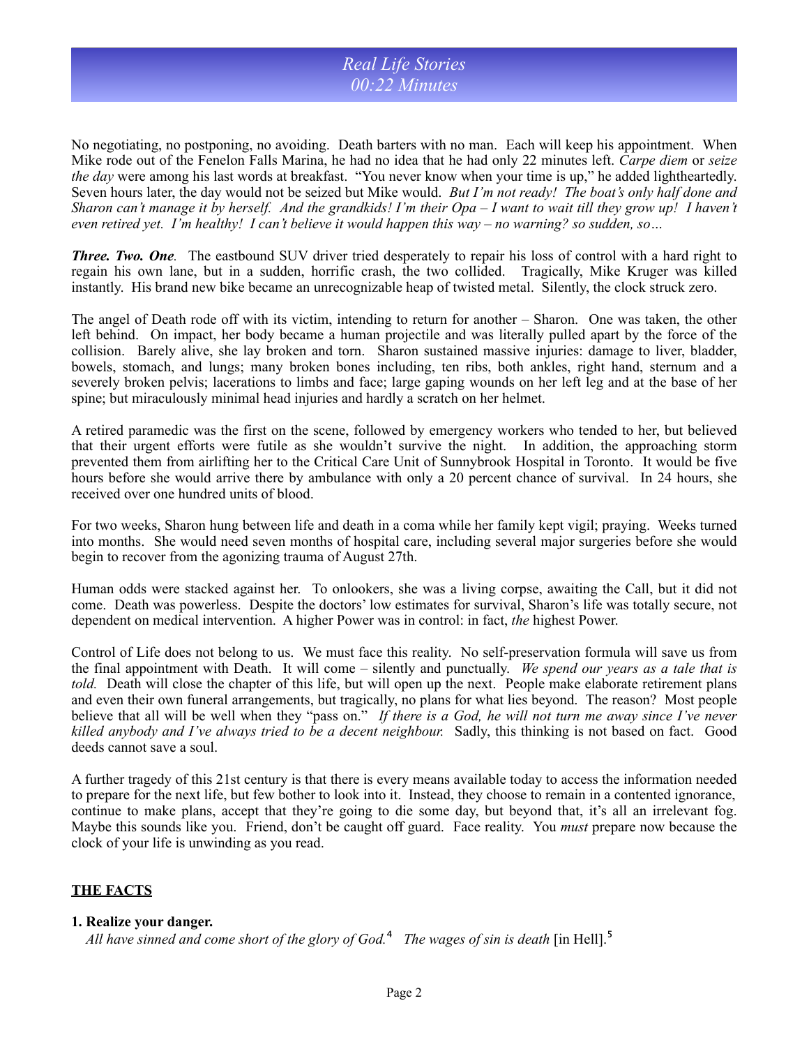## *Real Life Stories*
## *00:22 Minutes*

No negotiating, no postponing, no avoiding. Death barters with no man. Each will keep his appointment. When Mike rode out of the Fenelon Falls Marina, he had no idea that he had only 22 minutes left. *Carpe diem* or *seize the day* were among his last words at breakfast. "You never know when your time is up," he added lightheartedly. Seven hours later, the day would not be seized but Mike would. *But I'm not ready! The boat's only half done and Sharon can't manage it by herself. And the grandkids! I'm their Opa – I want to wait till they grow up! I haven't even retired yet. I'm healthy! I can't believe it would happen this way – no warning? so sudden, so…*

***Three. Two. One.*** The eastbound SUV driver tried desperately to repair his loss of control with a hard right to regain his own lane, but in a sudden, horrific crash, the two collided. Tragically, Mike Kruger was killed instantly. His brand new bike became an unrecognizable heap of twisted metal. Silently, the clock struck zero.

The angel of Death rode off with its victim, intending to return for another – Sharon. One was taken, the other left behind. On impact, her body became a human projectile and was literally pulled apart by the force of the collision. Barely alive, she lay broken and torn. Sharon sustained massive injuries: damage to liver, bladder, bowels, stomach, and lungs; many broken bones including, ten ribs, both ankles, right hand, sternum and a severely broken pelvis; lacerations to limbs and face; large gaping wounds on her left leg and at the base of her spine; but miraculously minimal head injuries and hardly a scratch on her helmet.

A retired paramedic was the first on the scene, followed by emergency workers who tended to her, but believed that their urgent efforts were futile as she wouldn't survive the night. In addition, the approaching storm prevented them from airlifting her to the Critical Care Unit of Sunnybrook Hospital in Toronto. It would be five hours before she would arrive there by ambulance with only a 20 percent chance of survival. In 24 hours, she received over one hundred units of blood.

For two weeks, Sharon hung between life and death in a coma while her family kept vigil; praying. Weeks turned into months. She would need seven months of hospital care, including several major surgeries before she would begin to recover from the agonizing trauma of August 27th.

Human odds were stacked against her. To onlookers, she was a living corpse, awaiting the Call, but it did not come. Death was powerless. Despite the doctors' low estimates for survival, Sharon's life was totally secure, not dependent on medical intervention. A higher Power was in control: in fact, *the* highest Power.

Control of Life does not belong to us. We must face this reality. No self-preservation formula will save us from the final appointment with Death. It will come – silently and punctually. *We spend our years as a tale that is told.* Death will close the chapter of this life, but will open up the next. People make elaborate retirement plans and even their own funeral arrangements, but tragically, no plans for what lies beyond. The reason? Most people believe that all will be well when they "pass on." *If there is a God, he will not turn me away since I've never killed anybody and I've always tried to be a decent neighbour.* Sadly, this thinking is not based on fact. Good deeds cannot save a soul.

A further tragedy of this 21st century is that there is every means available today to access the information needed to prepare for the next life, but few bother to look into it. Instead, they choose to remain in a contented ignorance, continue to make plans, accept that they're going to die some day, but beyond that, it's all an irrelevant fog. Maybe this sounds like you. Friend, don't be caught off guard. Face reality. You *must* prepare now because the clock of your life is unwinding as you read.

### THE FACTS

**1. Realize your danger.**
*All have sinned and come short of the glory of God.*[4] *The wages of sin is death* [in Hell].[5]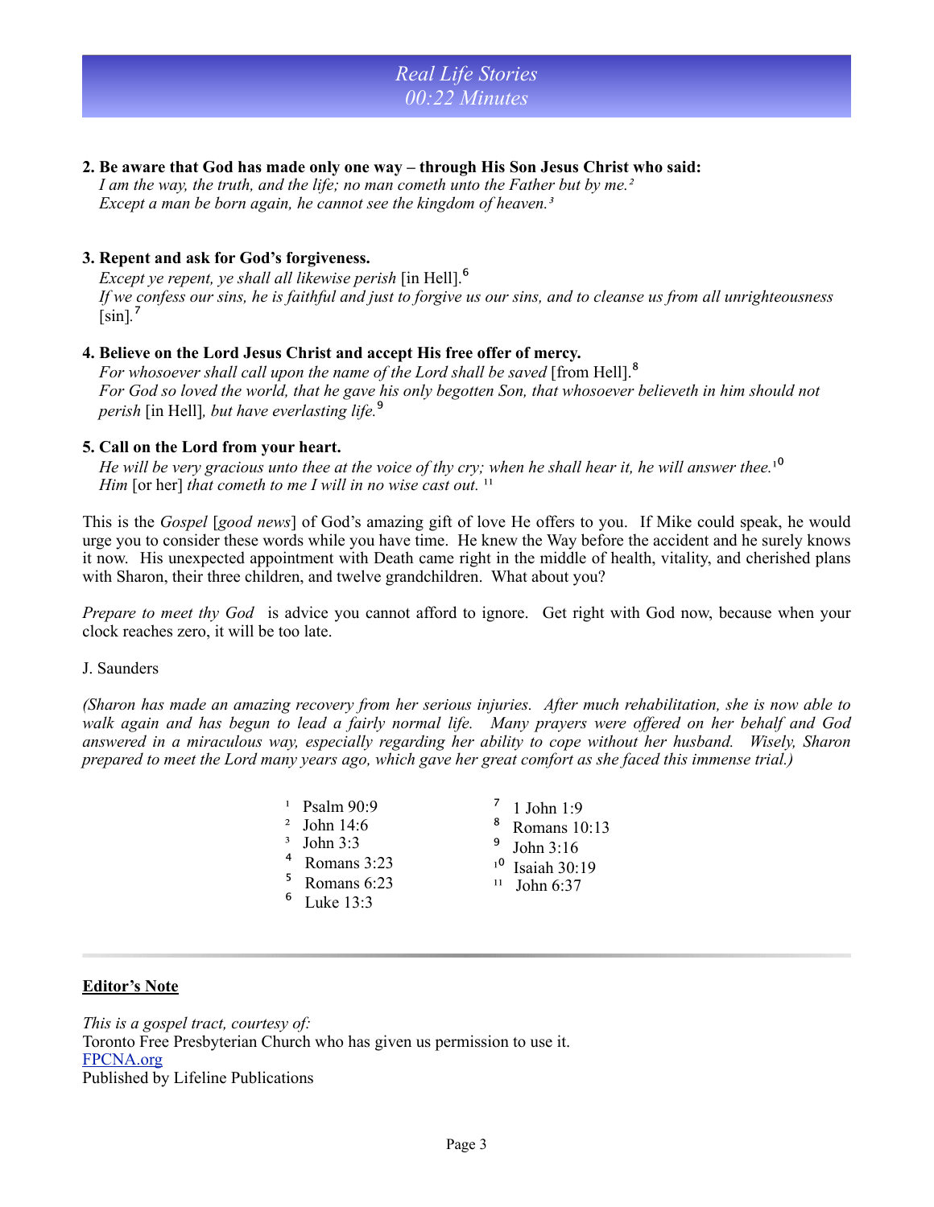**2. Be aware that God has made only one way – through His Son Jesus Christ who said:**
*I am the way, the truth, and the life; no man cometh unto the Father but by me.*[2]
*Except a man be born again, he cannot see the kingdom of heaven.*[3]

**3. Repent and ask for God's forgiveness.**
*Except ye repent, ye shall all likewise perish* [in Hell].[6]
*If we confess our sins, he is faithful and just to forgive us our sins, and to cleanse us from all unrighteousness* [sin].[7]

**4. Believe on the Lord Jesus Christ and accept His free offer of mercy.**
*For whosoever shall call upon the name of the Lord shall be saved* [from Hell].[8]
*For God so loved the world, that he gave his only begotten Son, that whosoever believeth in him should not perish* [in Hell]*, but have everlasting life.*[9]

**5. Call on the Lord from your heart.**
*He will be very gracious unto thee at the voice of thy cry; when he shall hear it, he will answer thee.*[10]
*Him* [or her] *that cometh to me I will in no wise cast out.* [11]

This is the *Gospel* [*good news*] of God's amazing gift of love He offers to you. If Mike could speak, he would urge you to consider these words while you have time. He knew the Way before the accident and he surely knows it now. His unexpected appointment with Death came right in the middle of health, vitality, and cherished plans with Sharon, their three children, and twelve grandchildren. What about you?

*Prepare to meet thy God* is advice you cannot afford to ignore. Get right with God now, because when your clock reaches zero, it will be too late.

J. Saunders

*(Sharon has made an amazing recovery from her serious injuries. After much rehabilitation, she is now able to walk again and has begun to lead a fairly normal life. Many prayers were offered on her behalf and God answered in a miraculous way, especially regarding her ability to cope without her husband. Wisely, Sharon prepared to meet the Lord many years ago, which gave her great comfort as she faced this immense trial.)*

[1] Psalm 90:9
[2] John 14:6
[3] John 3:3
[4] Romans 3:23
[5] Romans 6:23
[6] Luke 13:3
[7] 1 John 1:9
[8] Romans 10:13
[9] John 3:16
[10] Isaiah 30:19
[11] John 6:37

---

**Editor's Note**

*This is a gospel tract, courtesy of:*
Toronto Free Presbyterian Church who has given us permission to use it.
FPCNA.org
Published by Lifeline Publications